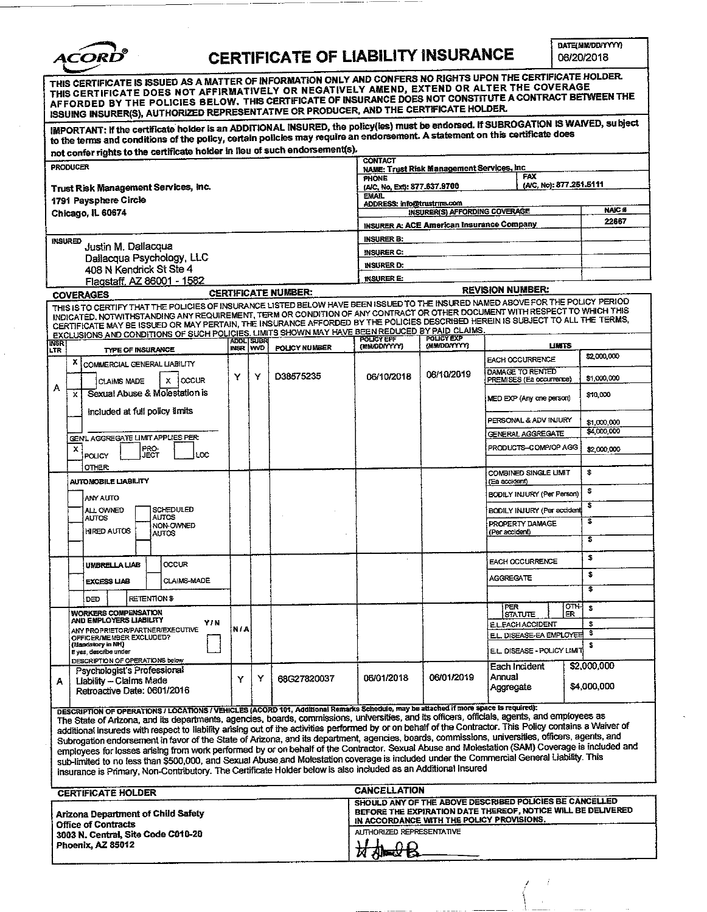ACORD®

# CERTIFICATE OF LIABILITY INSURANCE

DATE(MM/DD/YYYY) 06/20/2018

**THIS CERTIFICATE IS ISSUED AS A MATTER OF INFORMATION ONLY AND CONFERS NO RIGHTS UPON THE CERTIFICATE HOLDER. THIS CERTIFICATE DOES NOT AFFIRMATIVELY OR NEGATIVELY AMEND, EXTEND OR ALTER THE COVERAGE AFFORDED BY THE POLICIES BELOW. THIS CERTIFICATE OF INSURANCE DOES NOT CONSTITUTE A CONTRACT BETWEEN THE ISSUING INSURER(S), AUTHORIZED REPRESENTATIVE OR PRODUCER, AND THE CERTIFICATE HOLDER.**

**IMPORTANT: If the certificate holder is an ADDITIONAL INSURED, the policy(ies) must be endorsed. If SUBROGATION IS WAIVED, subject to the terms and conditions of the policy, certain policies may require an endorsement. A statement on this certificate does not confer rights to the certificate holder in lieu of such endorsement(s).**

| PRODUCER | CONTACT | |
|---|---|---|
| Trust Risk Management Services, Inc.<br>1791 Paysphere Circle<br>Chicago, IL 60674 | NAME: Trust Risk Management Services, Inc<br>PHONE (A/C, No, Ext): 877.637.9700 FAX (A/C, No): 877.251.5111<br>EMAIL ADDRESS: info@trustrms.com | |
| | INSURER(S) AFFORDING COVERAGE | NAIC # |
| | INSURER A: ACE American Insurance Company | 22667 |
| INSURED<br>Justin M. Dallacqua<br>Dallacqua Psychology, LLC<br>408 N Kendrick St Ste 4<br>Flagstaff, AZ 86001 - 1582 | INSURER B: | |
| | INSURER C: | |
| | INSURER D: | |
| | INSURER E: | |

**COVERAGES** CERTIFICATE NUMBER: REVISION NUMBER:

THIS IS TO CERTIFY THAT THE POLICIES OF INSURANCE LISTED BELOW HAVE BEEN ISSUED TO THE INSURED NAMED ABOVE FOR THE POLICY PERIOD INDICATED. NOTWITHSTANDING ANY REQUIREMENT, TERM OR CONDITION OF ANY CONTRACT OR OTHER DOCUMENT WITH RESPECT TO WHICH THIS CERTIFICATE MAY BE ISSUED OR MAY PERTAIN, THE INSURANCE AFFORDED BY THE POLICIES DESCRIBED HEREIN IS SUBJECT TO ALL THE TERMS, EXCLUSIONS AND CONDITIONS OF SUCH POLICIES. LIMITS SHOWN MAY HAVE BEEN REDUCED BY PAID CLAIMS.

| INSR LTR | TYPE OF INSURANCE | ADDL INSR | SUBR WVD | POLICY NUMBER | POLICY EFF (MM/DD/YYYY) | POLICY EXP (MM/DD/YYYY) | LIMITS | |
|---|---|---|---|---|---|---|---|---|
| A | X COMMERCIAL GENERAL LIABILITY<br>CLAIMS MADE / X OCCUR<br>X Sexual Abuse & Molestation is included at full policy limits<br>GEN'L AGGREGATE LIMIT APPLIES PER: X POLICY / PRO-JECT / LOC<br>OTHER: | Y | Y | D38575235 | 06/10/2018 | 06/10/2019 | EACH OCCURRENCE | $2,000,000 |
| | | | | | | | DAMAGE TO RENTED PREMISES (Ea occurrence) | $1,000,000 |
| | | | | | | | MED EXP (Any one person) | $10,000 |
| | | | | | | | PERSONAL & ADV INJURY | $1,000,000 |
| | | | | | | | GENERAL AGGREGATE | $4,000,000 |
| | | | | | | | PRODUCTS-COMP/OP AGG | $2,000,000 |
| | AUTOMOBILE LIABILITY<br>ANY AUTO<br>ALL OWNED AUTOS / SCHEDULED AUTOS<br>HIRED AUTOS / NON-OWNED AUTOS | | | | | | COMBINED SINGLE LIMIT (Ea accident) | $ |
| | | | | | | | BODILY INJURY (Per Person) | $ |
| | | | | | | | BODILY INJURY (Per accident) | $ |
| | | | | | | | PROPERTY DAMAGE (Per accident) | $ |
| | | | | | | | | $ |
| | UMBRELLA LIAB / OCCUR<br>EXCESS LIAB / CLAIMS-MADE<br>DED / RETENTION $ | | | | | | EACH OCCURRENCE | $ |
| | | | | | | | AGGREGATE | $ |
| | | | | | | | | $ |
| | WORKERS COMPENSATION AND EMPLOYERS' LIABILITY Y/N<br>ANY PROPRIETOR/PARTNER/EXECUTIVE OFFICER/MEMBER EXCLUDED? (Mandatory in NH)<br>If yes, describe under DESCRIPTION OF OPERATIONS below | N/A | | | | | PER STATUTE / OTH-ER | $ |
| | | | | | | | E.L. EACH ACCIDENT | $ |
| | | | | | | | E.L. DISEASE-EA EMPLOYEE | $ |
| | | | | | | | E.L. DISEASE - POLICY LIMIT | $ |
| A | Psychologist's Professional Liability – Claims Made<br>Retroactive Date: 0601/2016 | Y | Y | 68G27820037 | 06/01/2018 | 06/01/2019 | Each Incident<br>Annual Aggregate | $2,000,000<br>$4,000,000 |

**DESCRIPTION OF OPERATIONS / LOCATIONS / VEHICLES** (ACORD 101, Additional Remarks Schedule, may be attached if more space is required):

The State of Arizona, and its departments, agencies, boards, commissions, universities, and its officers, officials, agents, and employees as additional insureds with respect to liability arising out of the activities performed by or on behalf of the Contractor. This Policy contains a Waiver of Subrogation endorsement in favor of the State of Arizona, and its department, agencies, boards, commissions, universities, officers, agents, and employees for losses arising from work performed by or on behalf of the Contractor. Sexual Abuse and Molestation (SAM) Coverage is included and sub-limited to no less than $500,000, and Sexual Abuse and Molestation coverage is included under the Commercial General Liability. This insurance is Primary, Non-Contributory. The Certificate Holder below is also included as an Additional Insured

| CERTIFICATE HOLDER | CANCELLATION |
|---|---|
| Arizona Department of Child Safety<br>Office of Contracts<br>3003 N. Central, Site Code C010-20<br>Phoenix, AZ 85012 | SHOULD ANY OF THE ABOVE DESCRIBED POLICIES BE CANCELLED BEFORE THE EXPIRATION DATE THEREOF, NOTICE WILL BE DELIVERED IN ACCORDANCE WITH THE POLICY PROVISIONS.<br><br>AUTHORIZED REPRESENTATIVE |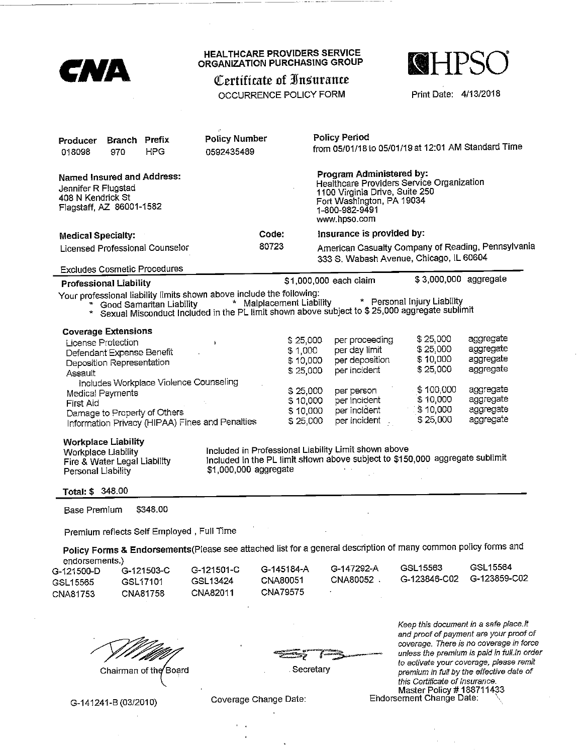**CNA**

**HEALTHCARE PROVIDERS SERVICE ORGANIZATION PURCHASING GROUP**

# Certificate of Insurance

OCCURRENCE POLICY FORM

**HPSO**

Print Date: 4/13/2018

| **Producer** | **Branch** | **Prefix** | **Policy Number** | **Policy Period** |
|---|---|---|---|---|
| 018098 | 970 | HPG | 0592435489 | from 05/01/18 to 05/01/19 at 12:01 AM Standard Time |

**Named Insured and Address:**
Jennifer R Flugstad
408 N Kendrick St
Flagstaff, AZ 86001-1582

**Program Administered by:**
Healthcare Providers Service Organization
1100 Virginia Drive, Suite 250
Fort Washington, PA 19034
1-800-982-9491
www.hpso.com

**Medical Specialty:** Licensed Professional Counselor

**Code:** 80723

**Insurance is provided by:**
American Casualty Company of Reading, Pennsylvania
333 S. Wabash Avenue, Chicago, IL 60604

Excludes Cosmetic Procedures

**Professional Liability** $1,000,000 each claim $ 3,000,000 aggregate

Your professional liability limits shown above include the following:

* Good Samaritan Liability * Malplacement Liability * Personal Injury Liability
* Sexual Misconduct Included in the PL limit shown above subject to $ 25,000 aggregate sublimit

**Coverage Extensions**

| | | | | |
|---|---|---|---|---|
| License Protection | $ 25,000 | per proceeding | $ 25,000 | aggregate |
| Defendant Expense Benefit | $ 1,000 | per day limit | $ 25,000 | aggregate |
| Deposition Representation | $ 10,000 | per deposition | $ 10,000 | aggregate |
| Assault | $ 25,000 | per incident | $ 25,000 | aggregate |
| Includes Workplace Violence Counseling | | | | |
| Medical Payments | $ 25,000 | per person | $ 100,000 | aggregate |
| First Aid | $ 10,000 | per incident | $ 10,000 | aggregate |
| Damage to Property of Others | $ 10,000 | per incident | $ 10,000 | aggregate |
| Information Privacy (HIPAA) Fines and Penalties | $ 25,000 | per incident | $ 25,000 | aggregate |

**Workplace Liability**

| | |
|---|---|
| Workplace Liability | Included in Professional Liability Limit shown above |
| Fire & Water Legal Liability | Included in the PL limit shown above subject to $150,000 aggregate sublimit |
| Personal Liability | $1,000,000 aggregate |

**Total: $ 348.00**

Base Premium $348.00

Premium reflects Self Employed , Full Time

**Policy Forms & Endorsements**(Please see attached list for a general description of many common policy forms and endorsements.)

| | | | | | | |
|---|---|---|---|---|---|---|
| G-121500-D | G-121503-C | G-121501-C | G-145184-A | G-147292-A | GSL15563 | GSL15564 |
| GSL15565 | GSL17101 | GSL13424 | CNA80051 | CNA80052 | G-123846-C02 | G-123859-C02 |
| CNA81753 | CNA81758 | CNA82011 | CNA79575 | | | |

Chairman of the Board

Secretary

*Keep this document in a safe place. It and proof of payment are your proof of coverage. There is no coverage in force unless the premium is paid in full. In order to activate your coverage, please remit premium in full by the effective date of this Certificate of Insurance.*

Master Policy # 188711433

G-141241-B (03/2010)

Coverage Change Date:

Endorsement Change Date: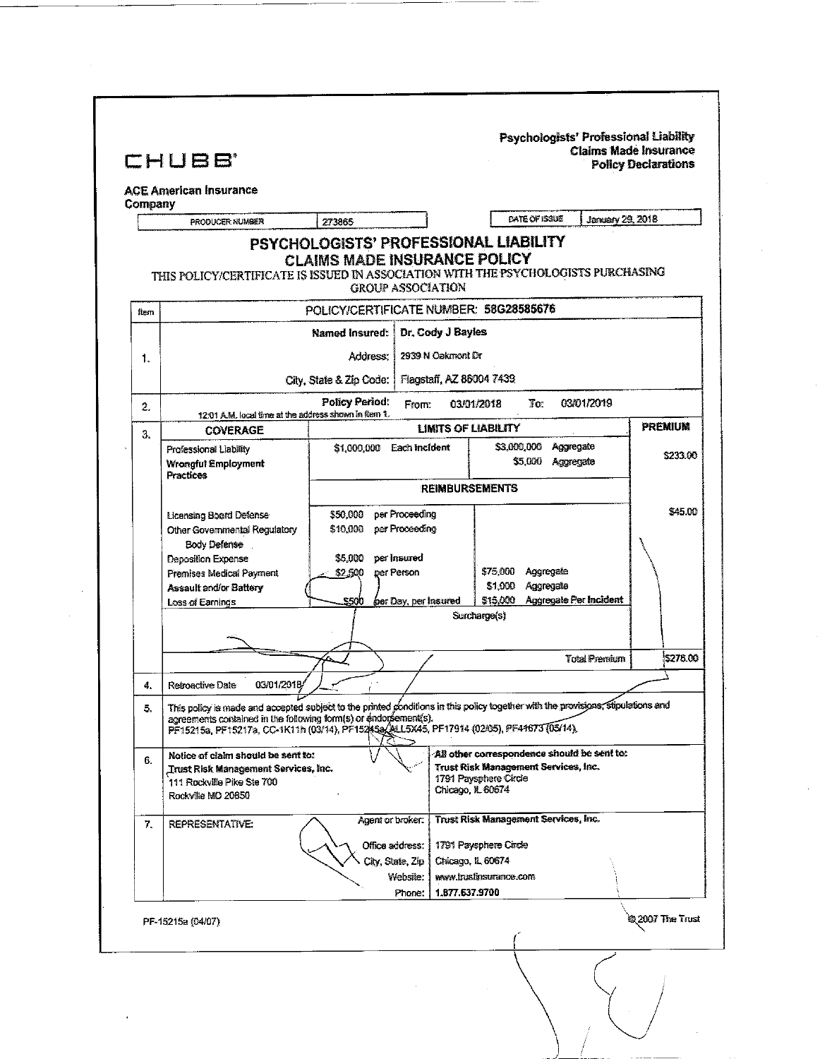**Psychologists' Professional Liability**
**Claims Made Insurance**
**Policy Declarations**

CHUBB®

**ACE American Insurance Company**

| PRODUCER NUMBER | 273865 | DATE OF ISSUE | January 29, 2018 |
|---|---|---|---|

# PSYCHOLOGISTS' PROFESSIONAL LIABILITY CLAIMS MADE INSURANCE POLICY

THIS POLICY/CERTIFICATE IS ISSUED IN ASSOCIATION WITH THE PSYCHOLOGISTS PURCHASING GROUP ASSOCIATION

| Item | POLICY/CERTIFICATE NUMBER: 58G28585676 | | | |
|---|---|---|---|---|
| 1. | **Named Insured:** | **Dr. Cody J Bayles** | | |
| | Address: | 2939 N Oakmont Dr | | |
| | City, State & Zip Code: | Flagstaff, AZ 86004 7439 | | |
| 2. | **Policy Period:** 12:01 A.M. local time at the address shown in Item 1. | From: 03/01/2018 | To: 03/01/2019 | |
| 3. | **COVERAGE** | **LIMITS OF LIABILITY** | | **PREMIUM** |
| | Professional Liability | $1,000,000 Each Incident | $3,000,000 Aggregate | $233.00 |
| | **Wrongful Employment Practices** | | $5,000 Aggregate | |
| | | **REIMBURSEMENTS** | | |
| | Licensing Board Defense | $50,000 per Proceeding | | $45.00 |
| | Other Governmental Regulatory Body Defense | $10,000 per Proceeding | | |
| | Deposition Expense | $5,000 per Insured | | |
| | Premises Medical Payment | $2,500 per Person | $75,000 Aggregate | |
| | **Assault and/or Battery** | | $1,000 Aggregate | |
| | Loss of Earnings | $500 per Day, per Insured | $15,000 Aggregate Per Incident | |
| | | Surcharge(s) | | |
| | | | Total Premium | $278.00 |
| 4. | Retroactive Date 03/01/2018 | | | |
| 5. | This policy is made and accepted subject to the printed conditions in this policy together with the provisions, stipulations and agreements contained in the following form(s) or endorsement(s). PF15215a, PF15217a, CC-1K11h (03/14), PF15245a, ALL5X45, PF17914 (02/05), PF41673 (05/14). | | | |
| 6. | **Notice of claim should be sent to:** **Trust Risk Management Services, Inc.** 111 Rockville Pike Ste 700 Rockville MD 20850 | **All other correspondence should be sent to:** **Trust Risk Management Services, Inc.** 1791 Paysphere Circle Chicago, IL 60674 | | |
| 7. | REPRESENTATIVE: | Agent or broker: | **Trust Risk Management Services, Inc.** | |
| | | Office address: | 1791 Paysphere Circle | |
| | | City, State, Zip | Chicago, IL 60674 | |
| | | Website: | www.trustinsurance.com | |
| | | Phone: | 1.877.637.9700 | |

PF-15215a (04/07)

© 2007 The Trust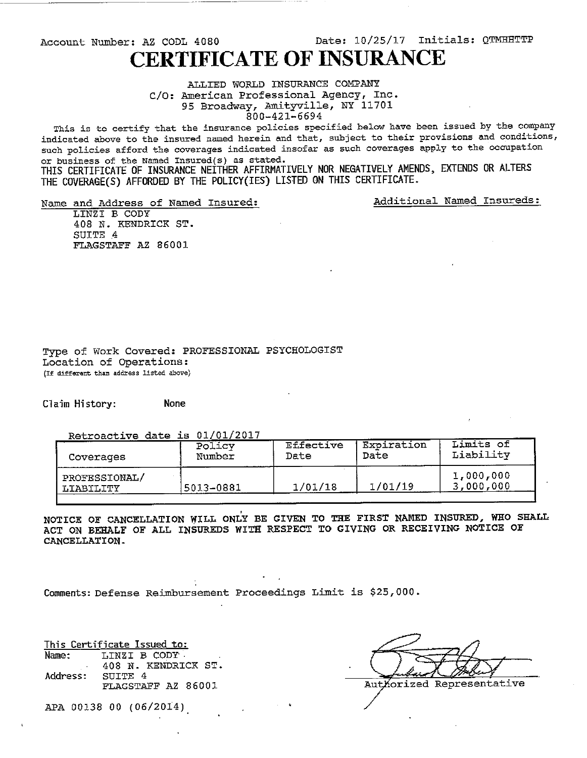Account Number: AZ CODL 4080 Date: 10/25/17 Initials: QTMHHTTP

# CERTIFICATE OF INSURANCE

ALLIED WORLD INSURANCE COMPANY
C/O: American Professional Agency, Inc.
95 Broadway, Amityville, NY 11701
800-421-6694

This is to certify that the insurance policies specified below have been issued by the company indicated above to the insured named herein and that, subject to their provisions and conditions, such policies afford the coverages indicated insofar as such coverages apply to the occupation or business of the Named Insured(s) as stated.

THIS CERTIFICATE OF INSURANCE NEITHER AFFIRMATIVELY NOR NEGATIVELY AMENDS, EXTENDS OR ALTERS THE COVERAGE(S) AFFORDED BY THE POLICY(IES) LISTED ON THIS CERTIFICATE.

Name and Address of Named Insured:
LINZI B CODY
408 N. KENDRICK ST.
SUITE 4
FLAGSTAFF AZ 86001

Additional Named Insureds:

Type of Work Covered: PROFESSIONAL PSYCHOLOGIST
Location of Operations:
(If different than address listed above)

Claim History: None

Retroactive date is 01/01/2017

| Coverages | Policy Number | Effective Date | Expiration Date | Limits of Liability |
|---|---|---|---|---|
| PROFESSIONAL/ LIABILITY | 5013-0881 | 1/01/18 | 1/01/19 | 1,000,000 3,000,000 |

NOTICE OF CANCELLATION WILL ONLY BE GIVEN TO THE FIRST NAMED INSURED, WHO SHALL ACT ON BEHALF OF ALL INSUREDS WITH RESPECT TO GIVING OR RECEIVING NOTICE OF CANCELLATION.

Comments: Defense Reimbursement Proceedings Limit is $25,000.

This Certificate Issued to:
Name: LINZI B CODY
408 N. KENDRICK ST.
Address: SUITE 4
FLAGSTAFF AZ 86001

Authorized Representative

APA 00138 00 (06/2014)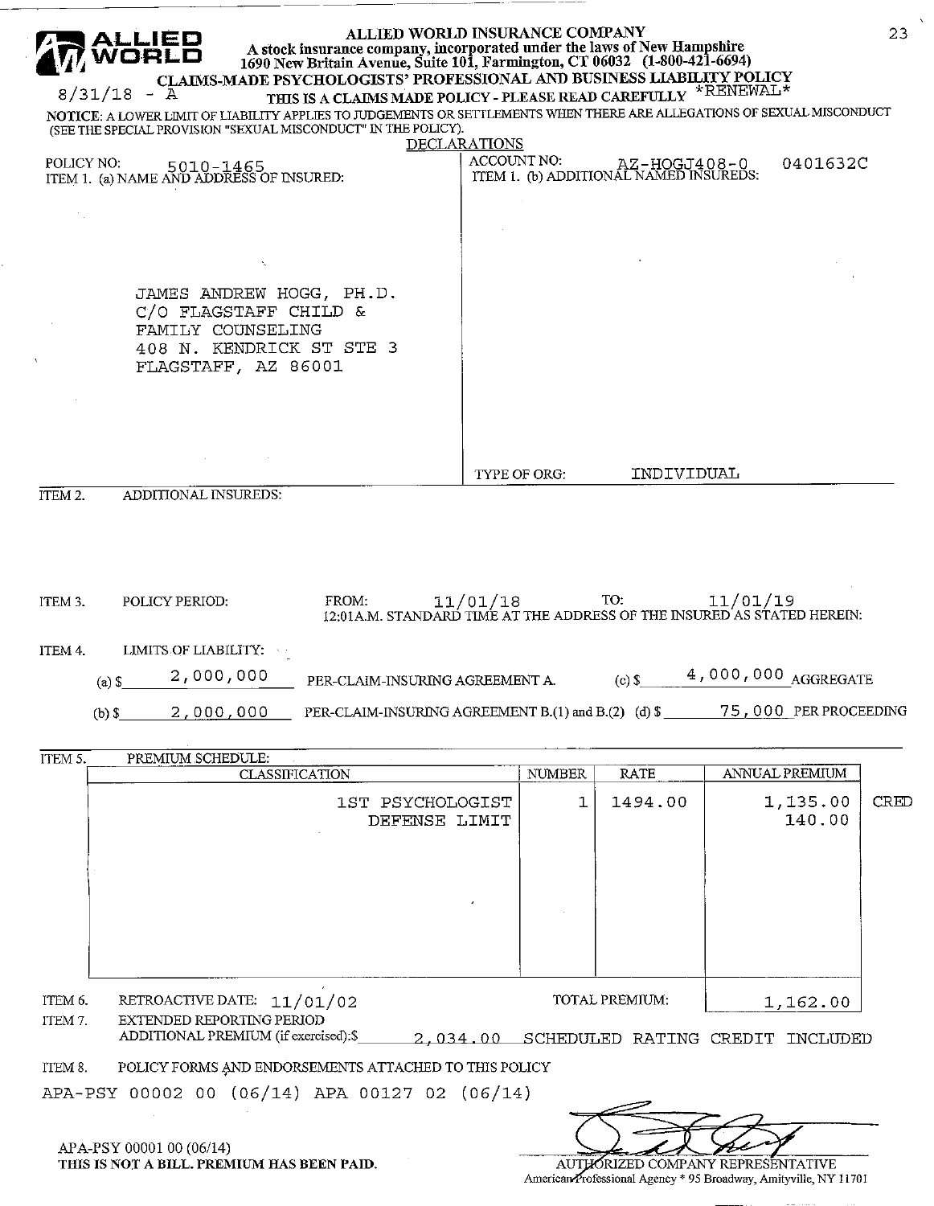# ALLIED WORLD INSURANCE COMPANY

A stock insurance company, incorporated under the laws of New Hampshire
1690 New Britain Avenue, Suite 101, Farmington, CT 06032 (1-800-421-6694)

8/31/18 - A

## CLAIMS-MADE PSYCHOLOGISTS' PROFESSIONAL AND BUSINESS LIABILITY POLICY

**THIS IS A CLAIMS MADE POLICY - PLEASE READ CAREFULLY** *RENEWAL*

**NOTICE**: A LOWER LIMIT OF LIABILITY APPLIES TO JUDGEMENTS OR SETTLEMENTS WHEN THERE ARE ALLEGATIONS OF SEXUAL MISCONDUCT (SEE THE SPECIAL PROVISION "SEXUAL MISCONDUCT" IN THE POLICY).

### DECLARATIONS

POLICY NO: 5010-1465

ACCOUNT NO: AZ-HOGJ408-0 0401632C

ITEM 1. (a) NAME AND ADDRESS OF INSURED:

JAMES ANDREW HOGG, PH.D.
C/O FLAGSTAFF CHILD &
FAMILY COUNSELING
408 N. KENDRICK ST STE 3
FLAGSTAFF, AZ 86001

ITEM 1. (b) ADDITIONAL NAMED INSUREDS:

TYPE OF ORG: INDIVIDUAL

ITEM 2. ADDITIONAL INSUREDS:

ITEM 3. POLICY PERIOD: FROM: 11/01/18 TO: 11/01/19
12:01A.M. STANDARD TIME AT THE ADDRESS OF THE INSURED AS STATED HEREIN:

ITEM 4. LIMITS OF LIABILITY:

(a) $ 2,000,000 PER-CLAIM-INSURING AGREEMENT A. (c) $ 4,000,000 AGGREGATE

(b) $ 2,000,000 PER-CLAIM-INSURING AGREEMENT B.(1) and B.(2) (d) $ 75,000 PER PROCEEDING

ITEM 5. PREMIUM SCHEDULE:

| CLASSIFICATION | NUMBER | RATE | ANNUAL PREMIUM | |
|---|---|---|---|---|
| 1ST PSYCHOLOGIST | 1 | 1494.00 | 1,135.00 | CRED |
| DEFENSE LIMIT | | | 140.00 | |

ITEM 6. RETROACTIVE DATE: 11/01/02 TOTAL PREMIUM: 1,162.00

ITEM 7. EXTENDED REPORTING PERIOD
ADDITIONAL PREMIUM (if exercised):$ 2,034.00 SCHEDULED RATING CREDIT INCLUDED

ITEM 8. POLICY FORMS AND ENDORSEMENTS ATTACHED TO THIS POLICY

APA-PSY 00002 00 (06/14) APA 00127 02 (06/14)

APA-PSY 00001 00 (06/14)
**THIS IS NOT A BILL. PREMIUM HAS BEEN PAID.**

AUTHORIZED COMPANY REPRESENTATIVE
American Professional Agency * 95 Broadway, Amityville, NY 11701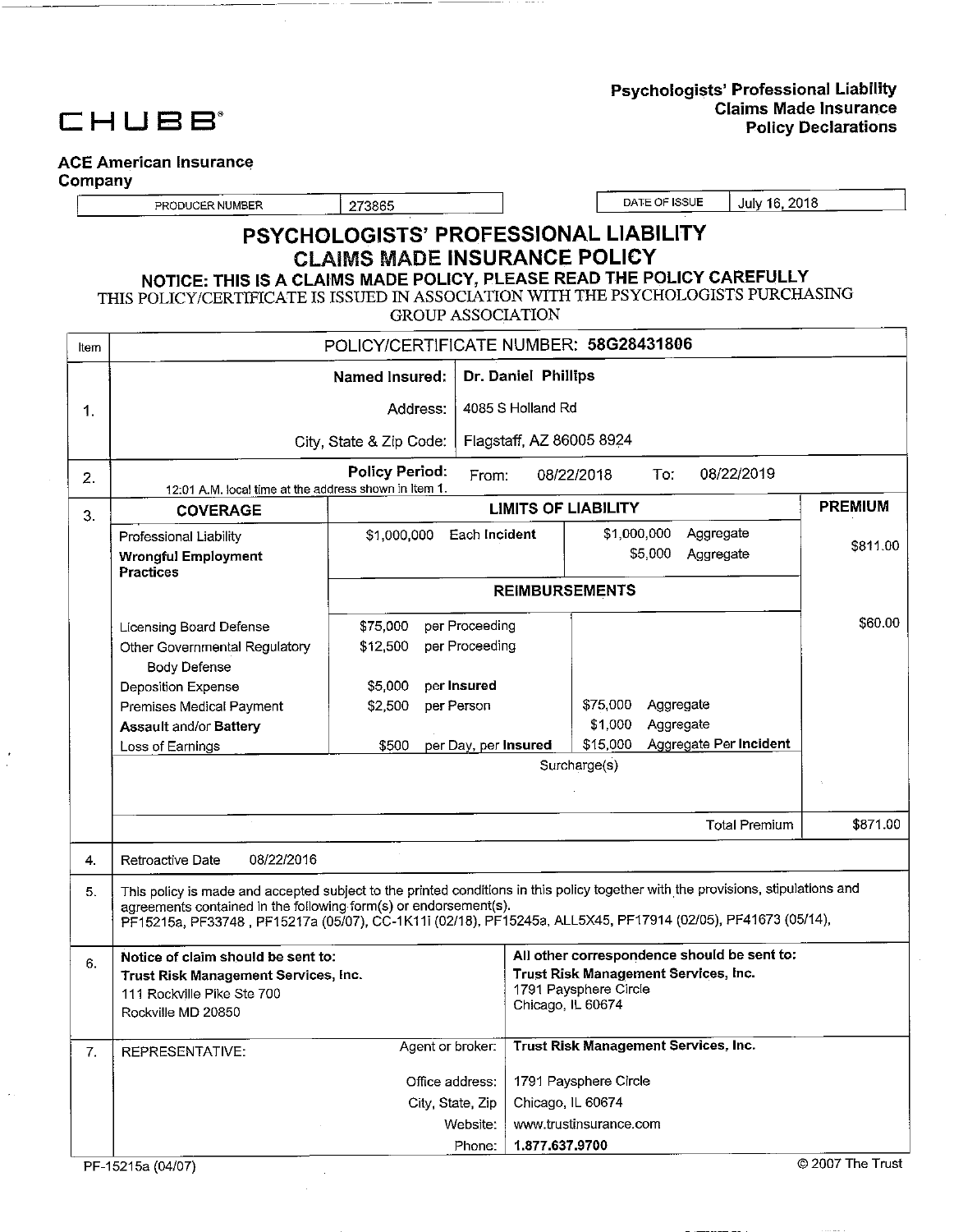**CHUBB**®

**ACE American Insurance Company**

**Psychologists' Professional Liability**
**Claims Made Insurance**
**Policy Declarations**

| PRODUCER NUMBER | 273865 | DATE OF ISSUE | July 16, 2018 |
|---|---|---|---|

# PSYCHOLOGISTS' PROFESSIONAL LIABILITY CLAIMS MADE INSURANCE POLICY

**NOTICE: THIS IS A CLAIMS MADE POLICY, PLEASE READ THE POLICY CAREFULLY**

THIS POLICY/CERTIFICATE IS ISSUED IN ASSOCIATION WITH THE PSYCHOLOGISTS PURCHASING GROUP ASSOCIATION

**Item** — POLICY/CERTIFICATE NUMBER: **58G28431806**

**1.**

| | |
|---|---|
| **Named Insured:** | **Dr. Daniel Phillips** |
| Address: | 4085 S Holland Rd |
| City, State & Zip Code: | Flagstaff, AZ 86005 8924 |

**2.** **Policy Period:** From: 08/22/2018 To: 08/22/2019

12:01 A.M. local time at the address shown in Item 1.

**3.**

| COVERAGE | LIMITS OF LIABILITY | | PREMIUM |
|---|---|---|---|
| Professional Liability | $1,000,000 Each Incident | $1,000,000 Aggregate | $811.00 |
| **Wrongful Employment Practices** | | $5,000 Aggregate | |
| | **REIMBURSEMENTS** | | |
| Licensing Board Defense | $75,000 per Proceeding | | $60.00 |
| Other Governmental Regulatory Body Defense | $12,500 per Proceeding | | |
| Deposition Expense | $5,000 per **Insured** | | |
| Premises Medical Payment | $2,500 per Person | $75,000 Aggregate | |
| **Assault** and/or **Battery** | | $1,000 Aggregate | |
| Loss of Earnings | $500 per Day, per **Insured** | $15,000 Aggregate Per **Incident** | |
| | | Surcharge(s) | |
| | | Total Premium | $871.00 |

**4.** Retroactive Date 08/22/2016

**5.** This policy is made and accepted subject to the printed conditions in this policy together with the provisions, stipulations and agreements contained in the following form(s) or endorsement(s).
PF15215a, PF33748 , PF15217a (05/07), CC-1K11i (02/18), PF15245a, ALL5X45, PF17914 (02/05), PF41673 (05/14),

**6.**

| **Notice of claim should be sent to:** | **All other correspondence should be sent to:** |
|---|---|
| **Trust Risk Management Services, Inc.** | **Trust Risk Management Services, Inc.** |
| 111 Rockville Pike Ste 700 | 1791 Paysphere Circle |
| Rockville MD 20850 | Chicago, IL 60674 |

**7.** REPRESENTATIVE:

| | |
|---|---|
| Agent or broker: | **Trust Risk Management Services, Inc.** |
| Office address: | 1791 Paysphere Circle |
| City, State, Zip | Chicago, IL 60674 |
| Website: | www.trustinsurance.com |
| Phone: | **1.877.637.9700** |

PF-15215a (04/07) © 2007 The Trust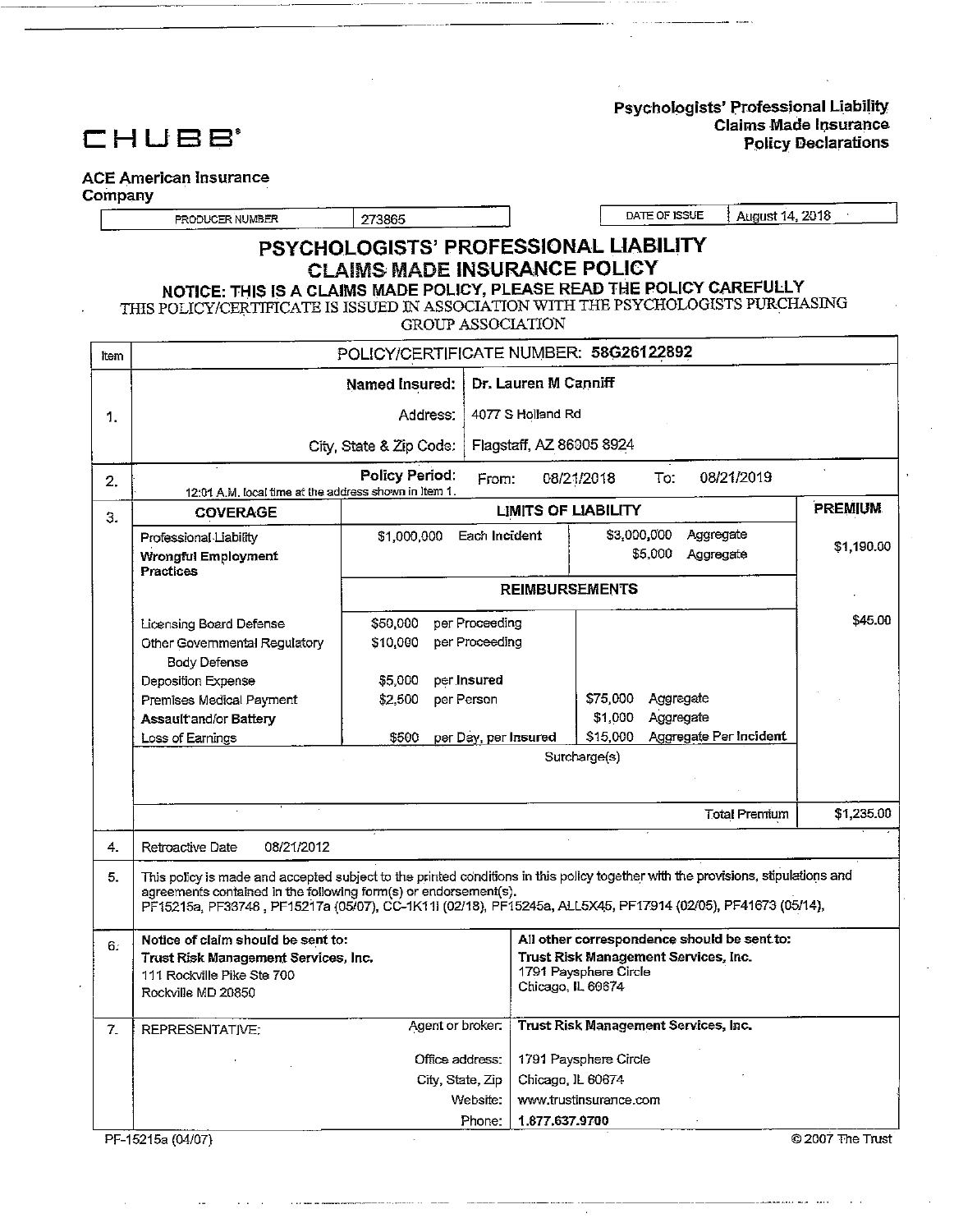**CHUBB®**

**ACE American Insurance Company**

**Psychologists' Professional Liability**
**Claims Made Insurance**
**Policy Declarations**

| PRODUCER NUMBER | 273865 | DATE OF ISSUE | August 14, 2018 |
|---|---|---|---|

# PSYCHOLOGISTS' PROFESSIONAL LIABILITY CLAIMS MADE INSURANCE POLICY

**NOTICE: THIS IS A CLAIMS MADE POLICY, PLEASE READ THE POLICY CAREFULLY**

THIS POLICY/CERTIFICATE IS ISSUED IN ASSOCIATION WITH THE PSYCHOLOGISTS PURCHASING GROUP ASSOCIATION

| Item | POLICY/CERTIFICATE NUMBER: **58G26122892** | | | | | |
|---|---|---|---|---|---|---|
| 1. | **Named Insured:** | **Dr. Lauren M Canniff** | | | | |
| | Address: | 4077 S Holland Rd | | | | |
| | City, State & Zip Code: | Flagstaff, AZ 86005 8924 | | | | |
| 2. | **Policy Period:** 12:01 A.M. local time at the address shown in Item 1. | From: 08/21/2018 | To: 08/21/2019 | | | |
| 3. | **COVERAGE** | **LIMITS OF LIABILITY** | | | | **PREMIUM** |
| | Professional Liability | $1,000,000 | Each Incident | $3,000,000 | Aggregate | $1,190.00 |
| | **Wrongful Employment Practices** | | | $5,000 | Aggregate | |
| | | **REIMBURSEMENTS** | | | | |
| | Licensing Board Defense | $50,000 | per Proceeding | | | $45.00 |
| | Other Governmental Regulatory Body Defense | $10,000 | per Proceeding | | | |
| | Deposition Expense | $5,000 | per Insured | | | |
| | Premises Medical Payment | $2,500 | per Person | $75,000 | Aggregate | |
| | **Assault and/or Battery** | | | $1,000 | Aggregate | |
| | Loss of Earnings | $500 | per Day, per Insured | $15,000 | Aggregate Per Incident | |
| | | | | Surcharge(s) | | |
| | | | | | Total Premium | $1,235.00 |
| 4. | Retroactive Date 08/21/2012 | | | | | |
| 5. | This policy is made and accepted subject to the printed conditions in this policy together with the provisions, stipulations and agreements contained in the following form(s) or endorsement(s). PF15215a, PF33748 , PF15217a (05/07), CC-1K11i (02/18), PF15245a, ALL5X45, PF17914 (02/05), PF41673 (05/14), | | | | | |
| 6. | **Notice of claim should be sent to:** **Trust Risk Management Services, Inc.** 111 Rockville Pike Ste 700 Rockville MD 20850 | | **All other correspondence should be sent to:** **Trust Risk Management Services, Inc.** 1791 Paysphere Circle Chicago, IL 60674 | | | |
| 7. | REPRESENTATIVE: | Agent or broker: | **Trust Risk Management Services, Inc.** | | | |
| | | Office address: | 1791 Paysphere Circle | | | |
| | | City, State, Zip | Chicago, IL 60674 | | | |
| | | Website: | www.trustinsurance.com | | | |
| | | Phone: | **1.877.637.9700** | | | |

PF-15215a (04/07) © 2007 The Trust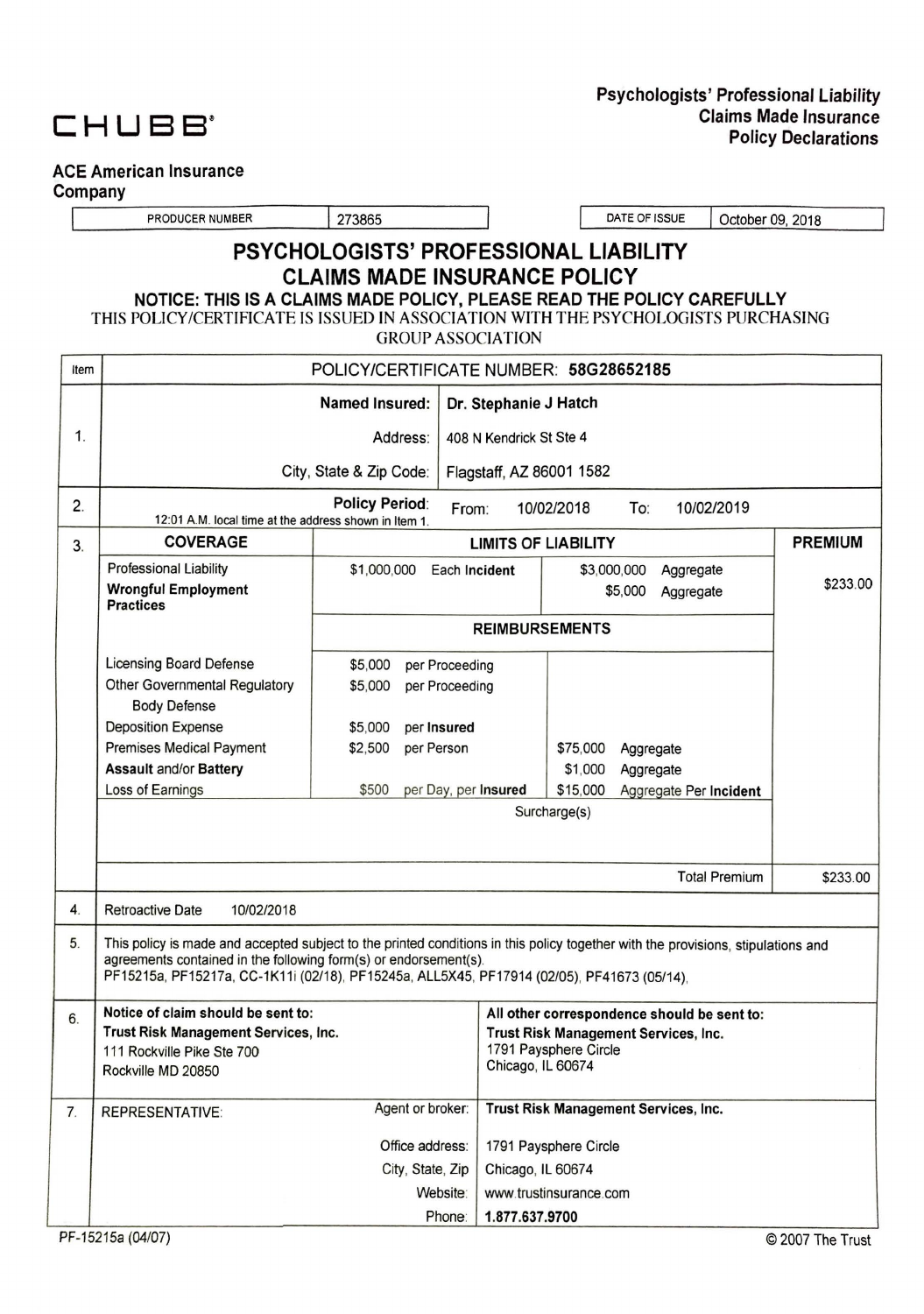**CHUBB®**

**ACE American Insurance Company**

**Psychologists' Professional Liability Claims Made Insurance Policy Declarations**

| PRODUCER NUMBER | 273865 | DATE OF ISSUE | October 09, 2018 |
|---|---|---|---|

# PSYCHOLOGISTS' PROFESSIONAL LIABILITY CLAIMS MADE INSURANCE POLICY

**NOTICE: THIS IS A CLAIMS MADE POLICY, PLEASE READ THE POLICY CAREFULLY**

THIS POLICY/CERTIFICATE IS ISSUED IN ASSOCIATION WITH THE PSYCHOLOGISTS PURCHASING GROUP ASSOCIATION

| Item | POLICY/CERTIFICATE NUMBER: **58G28652185** | | | |
|---|---|---|---|---|
| 1. | **Named Insured:** | **Dr. Stephanie J Hatch** | | |
| | Address: | 408 N Kendrick St Ste 4 | | |
| | City, State & Zip Code: | Flagstaff, AZ 86001 1582 | | |
| 2. | **Policy Period:** 12:01 A.M. local time at the address shown in Item 1. | From: 10/02/2018 | To: 10/02/2019 | |
| 3. | **COVERAGE** | **LIMITS OF LIABILITY** | | **PREMIUM** |
| | Professional Liability | $1,000,000 Each **Incident** | $3,000,000 Aggregate | $233.00 |
| | **Wrongful Employment Practices** | | $5,000 Aggregate | |
| | | **REIMBURSEMENTS** | | |
| | Licensing Board Defense | $5,000 per Proceeding | | |
| | Other Governmental Regulatory Body Defense | $5,000 per Proceeding | | |
| | Deposition Expense | $5,000 per **Insured** | | |
| | Premises Medical Payment | $2,500 per Person | $75,000 Aggregate | |
| | **Assault** and/or **Battery** | | $1,000 Aggregate | |
| | Loss of Earnings | $500 per Day, per **Insured** | $15,000 Aggregate Per **Incident** | |
| | | Surcharge(s) | | |
| | | | Total Premium | $233.00 |
| 4. | Retroactive Date 10/02/2018 | | | |
| 5. | This policy is made and accepted subject to the printed conditions in this policy together with the provisions, stipulations and agreements contained in the following form(s) or endorsement(s). PF15215a, PF15217a, CC-1K11i (02/18), PF15245a, ALL5X45, PF17914 (02/05), PF41673 (05/14), | | | |
| 6. | **Notice of claim should be sent to:** **Trust Risk Management Services, Inc.** 111 Rockville Pike Ste 700 Rockville MD 20850 | **All other correspondence should be sent to:** **Trust Risk Management Services, Inc.** 1791 Paysphere Circle Chicago, IL 60674 | | |
| 7. | REPRESENTATIVE: | Agent or broker: | **Trust Risk Management Services, Inc.** | |
| | | Office address: | 1791 Paysphere Circle | |
| | | City, State, Zip | Chicago, IL 60674 | |
| | | Website: | www.trustinsurance.com | |
| | | Phone: | **1.877.637.9700** | |

PF-15215a (04/07) © 2007 The Trust